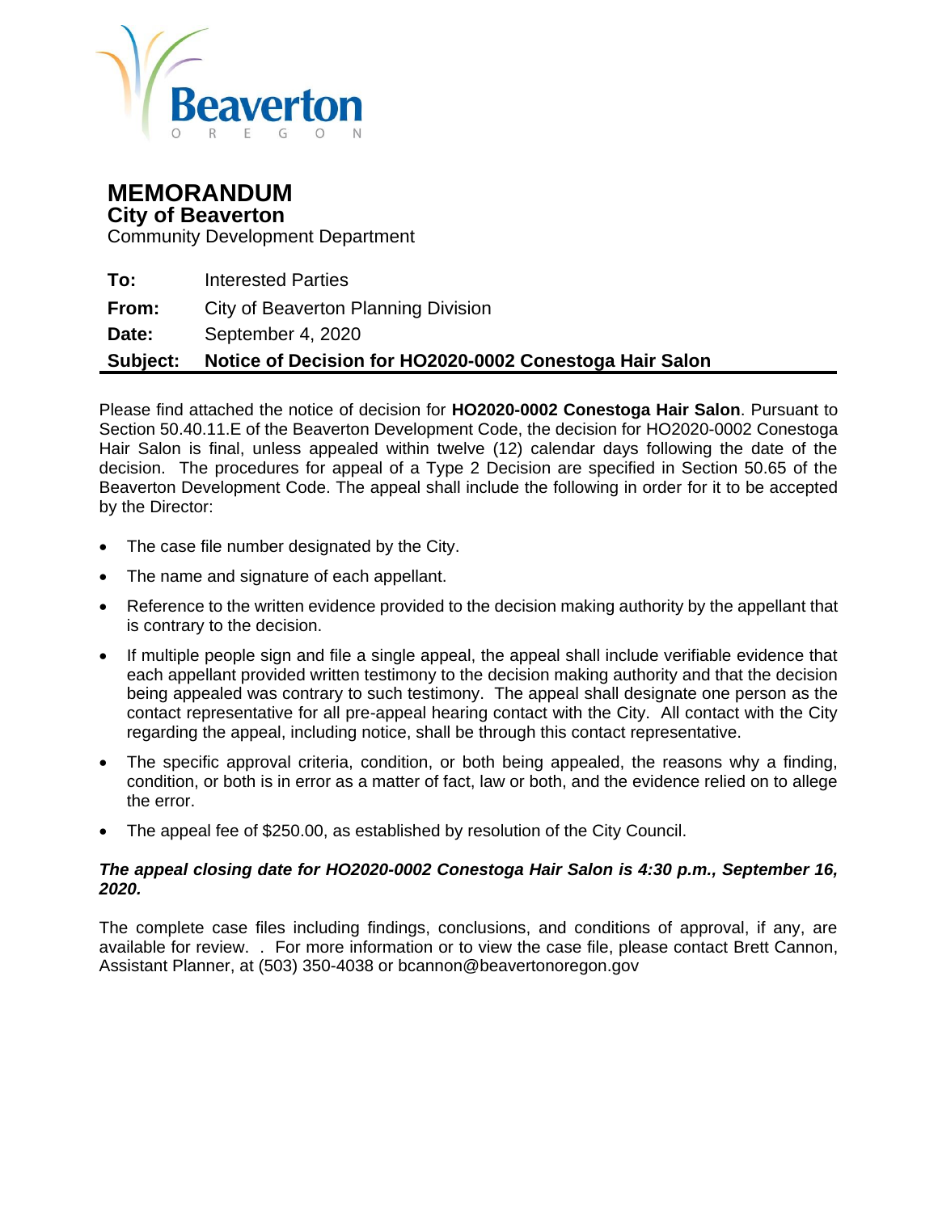Beaverton

OREGON

# MEMORANDUM

## City of Beaverton

Community Development Department

| | |
|---|---|
| **To:** | Interested Parties |
| **From:** | City of Beaverton Planning Division |
| **Date:** | September 4, 2020 |
| **Subject:** | **Notice of Decision for HO2020-0002 Conestoga Hair Salon** |

Please find attached the notice of decision for **HO2020-0002 Conestoga Hair Salon**. Pursuant to Section 50.40.11.E of the Beaverton Development Code, the decision for HO2020-0002 Conestoga Hair Salon is final, unless appealed within twelve (12) calendar days following the date of the decision. The procedures for appeal of a Type 2 Decision are specified in Section 50.65 of the Beaverton Development Code. The appeal shall include the following in order for it to be accepted by the Director:

- The case file number designated by the City.
- The name and signature of each appellant.
- Reference to the written evidence provided to the decision making authority by the appellant that is contrary to the decision.
- If multiple people sign and file a single appeal, the appeal shall include verifiable evidence that each appellant provided written testimony to the decision making authority and that the decision being appealed was contrary to such testimony. The appeal shall designate one person as the contact representative for all pre-appeal hearing contact with the City. All contact with the City regarding the appeal, including notice, shall be through this contact representative.
- The specific approval criteria, condition, or both being appealed, the reasons why a finding, condition, or both is in error as a matter of fact, law or both, and the evidence relied on to allege the error.
- The appeal fee of $250.00, as established by resolution of the City Council.

***The appeal closing date for HO2020-0002 Conestoga Hair Salon is 4:30 p.m., September 16, 2020.***

The complete case files including findings, conclusions, and conditions of approval, if any, are available for review. . For more information or to view the case file, please contact Brett Cannon, Assistant Planner, at (503) 350-4038 or bcannon@beavertonoregon.gov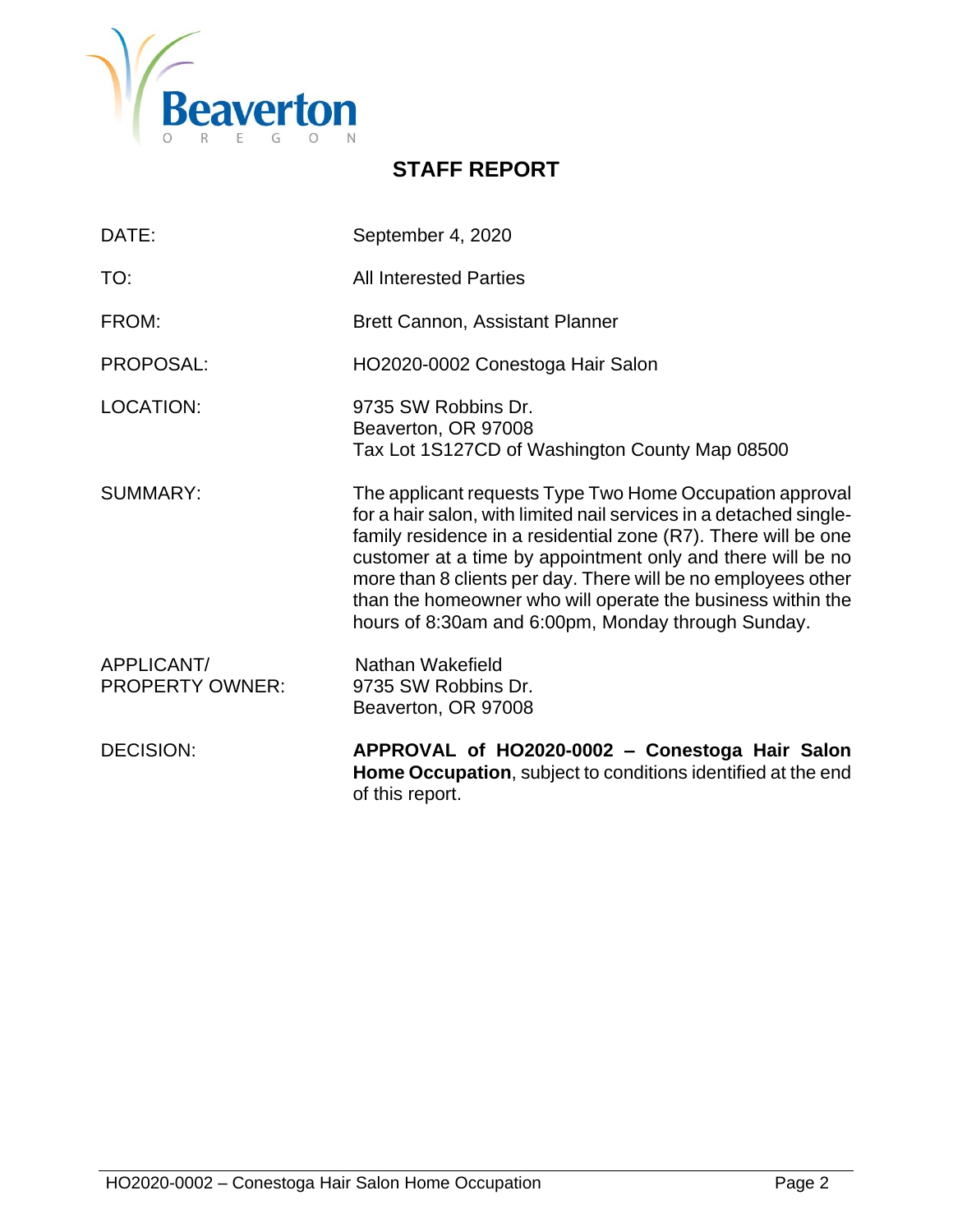Beaverton
OREGON

## STAFF REPORT

| | |
|---|---|
| DATE: | September 4, 2020 |
| TO: | All Interested Parties |
| FROM: | Brett Cannon, Assistant Planner |
| PROPOSAL: | HO2020-0002 Conestoga Hair Salon |
| LOCATION: | 9735 SW Robbins Dr.<br>Beaverton, OR 97008<br>Tax Lot 1S127CD of Washington County Map 08500 |
| SUMMARY: | The applicant requests Type Two Home Occupation approval for a hair salon, with limited nail services in a detached single-family residence in a residential zone (R7). There will be one customer at a time by appointment only and there will be no more than 8 clients per day. There will be no employees other than the homeowner who will operate the business within the hours of 8:30am and 6:00pm, Monday through Sunday. |
| APPLICANT/<br>PROPERTY OWNER: | Nathan Wakefield<br>9735 SW Robbins Dr.<br>Beaverton, OR 97008 |
| DECISION: | **APPROVAL of HO2020-0002 – Conestoga Hair Salon Home Occupation**, subject to conditions identified at the end of this report. |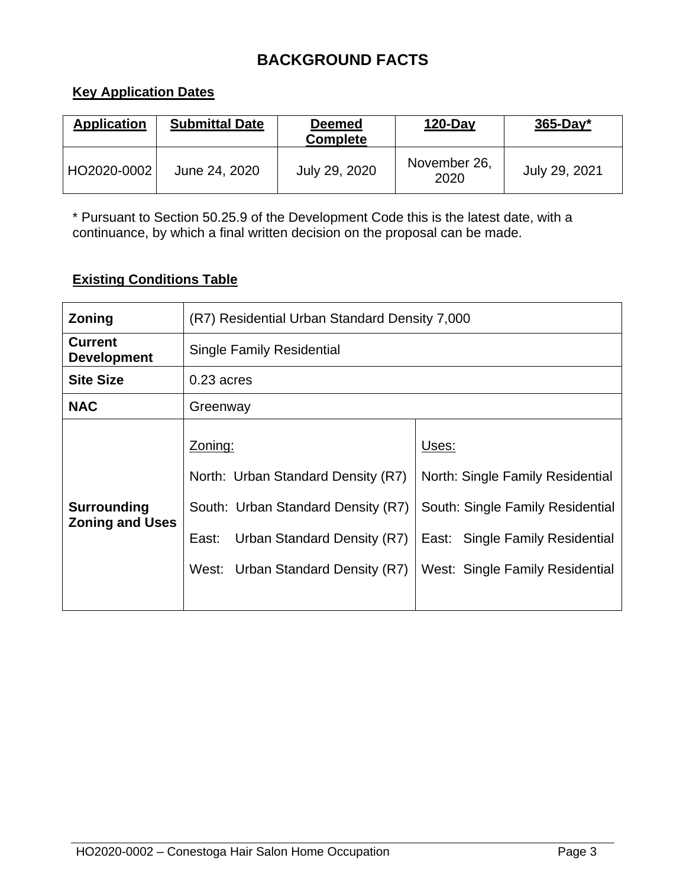# BACKGROUND FACTS

## Key Application Dates

| Application | Submittal Date | Deemed Complete | 120-Day | 365-Day* |
|---|---|---|---|---|
| HO2020-0002 | June 24, 2020 | July 29, 2020 | November 26, 2020 | July 29, 2021 |

\* Pursuant to Section 50.25.9 of the Development Code this is the latest date, with a continuance, by which a final written decision on the proposal can be made.

## Existing Conditions Table

| | | |
|---|---|---|
| **Zoning** | (R7) Residential Urban Standard Density 7,000 | |
| **Current Development** | Single Family Residential | |
| **Site Size** | 0.23 acres | |
| **NAC** | Greenway | |
| **Surrounding Zoning and Uses** | Zoning:<br>North: Urban Standard Density (R7)<br>South: Urban Standard Density (R7)<br>East: Urban Standard Density (R7)<br>West: Urban Standard Density (R7) | Uses:<br>North: Single Family Residential<br>South: Single Family Residential<br>East: Single Family Residential<br>West: Single Family Residential |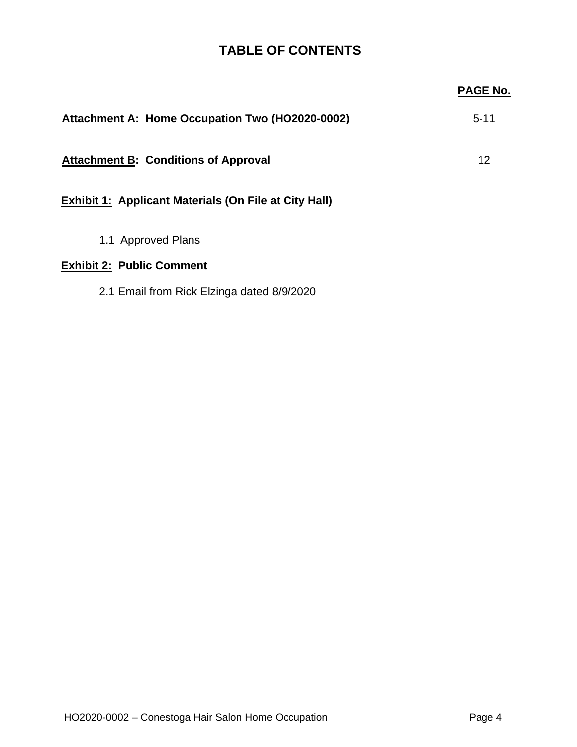# TABLE OF CONTENTS

| | PAGE No. |
|---|---|
| **Attachment A: Home Occupation Two (HO2020-0002)** | 5-11 |
| **Attachment B: Conditions of Approval** | 12 |

**Exhibit 1: Applicant Materials (On File at City Hall)**

1.1 Approved Plans

**Exhibit 2: Public Comment**

2.1 Email from Rick Elzinga dated 8/9/2020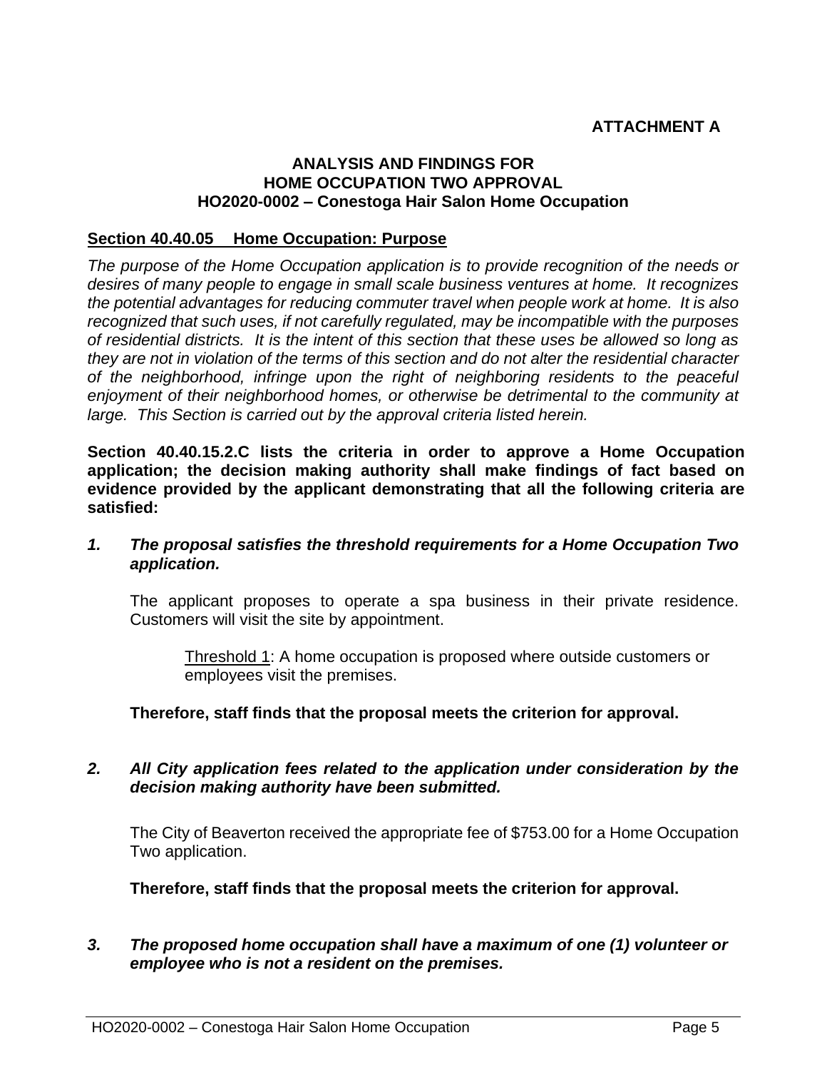**ATTACHMENT A**

**ANALYSIS AND FINDINGS FOR**
**HOME OCCUPATION TWO APPROVAL**
**HO2020-0002 – Conestoga Hair Salon Home Occupation**

**Section 40.40.05 Home Occupation: Purpose**

*The purpose of the Home Occupation application is to provide recognition of the needs or desires of many people to engage in small scale business ventures at home. It recognizes the potential advantages for reducing commuter travel when people work at home. It is also recognized that such uses, if not carefully regulated, may be incompatible with the purposes of residential districts. It is the intent of this section that these uses be allowed so long as they are not in violation of the terms of this section and do not alter the residential character of the neighborhood, infringe upon the right of neighboring residents to the peaceful enjoyment of their neighborhood homes, or otherwise be detrimental to the community at large. This Section is carried out by the approval criteria listed herein.*

**Section 40.40.15.2.C lists the criteria in order to approve a Home Occupation application; the decision making authority shall make findings of fact based on evidence provided by the applicant demonstrating that all the following criteria are satisfied:**

***1. The proposal satisfies the threshold requirements for a Home Occupation Two application.***

The applicant proposes to operate a spa business in their private residence. Customers will visit the site by appointment.

> Threshold 1: A home occupation is proposed where outside customers or employees visit the premises.

**Therefore, staff finds that the proposal meets the criterion for approval.**

***2. All City application fees related to the application under consideration by the decision making authority have been submitted.***

The City of Beaverton received the appropriate fee of $753.00 for a Home Occupation Two application.

**Therefore, staff finds that the proposal meets the criterion for approval.**

***3. The proposed home occupation shall have a maximum of one (1) volunteer or employee who is not a resident on the premises.***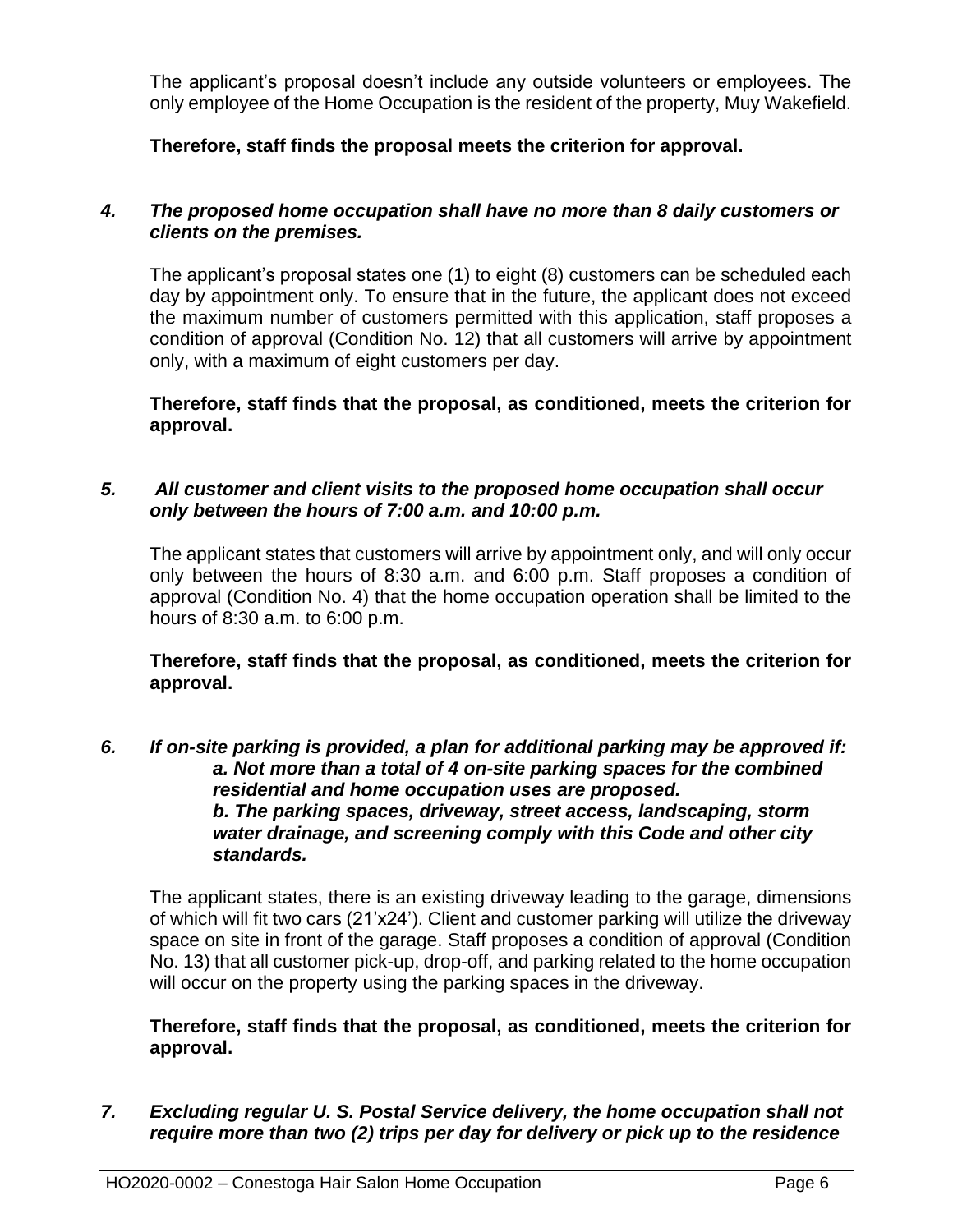The applicant's proposal doesn't include any outside volunteers or employees. The only employee of the Home Occupation is the resident of the property, Muy Wakefield.

**Therefore, staff finds the proposal meets the criterion for approval.**

***4. The proposed home occupation shall have no more than 8 daily customers or clients on the premises.***

The applicant's proposal states one (1) to eight (8) customers can be scheduled each day by appointment only. To ensure that in the future, the applicant does not exceed the maximum number of customers permitted with this application, staff proposes a condition of approval (Condition No. 12) that all customers will arrive by appointment only, with a maximum of eight customers per day.

**Therefore, staff finds that the proposal, as conditioned, meets the criterion for approval.**

***5. All customer and client visits to the proposed home occupation shall occur only between the hours of 7:00 a.m. and 10:00 p.m.***

The applicant states that customers will arrive by appointment only, and will only occur only between the hours of 8:30 a.m. and 6:00 p.m. Staff proposes a condition of approval (Condition No. 4) that the home occupation operation shall be limited to the hours of 8:30 a.m. to 6:00 p.m.

**Therefore, staff finds that the proposal, as conditioned, meets the criterion for approval.**

***6. If on-site parking is provided, a plan for additional parking may be approved if:***
***a. Not more than a total of 4 on-site parking spaces for the combined residential and home occupation uses are proposed.***
***b. The parking spaces, driveway, street access, landscaping, storm water drainage, and screening comply with this Code and other city standards.***

The applicant states, there is an existing driveway leading to the garage, dimensions of which will fit two cars (21'x24'). Client and customer parking will utilize the driveway space on site in front of the garage. Staff proposes a condition of approval (Condition No. 13) that all customer pick-up, drop-off, and parking related to the home occupation will occur on the property using the parking spaces in the driveway.

**Therefore, staff finds that the proposal, as conditioned, meets the criterion for approval.**

***7. Excluding regular U. S. Postal Service delivery, the home occupation shall not require more than two (2) trips per day for delivery or pick up to the residence***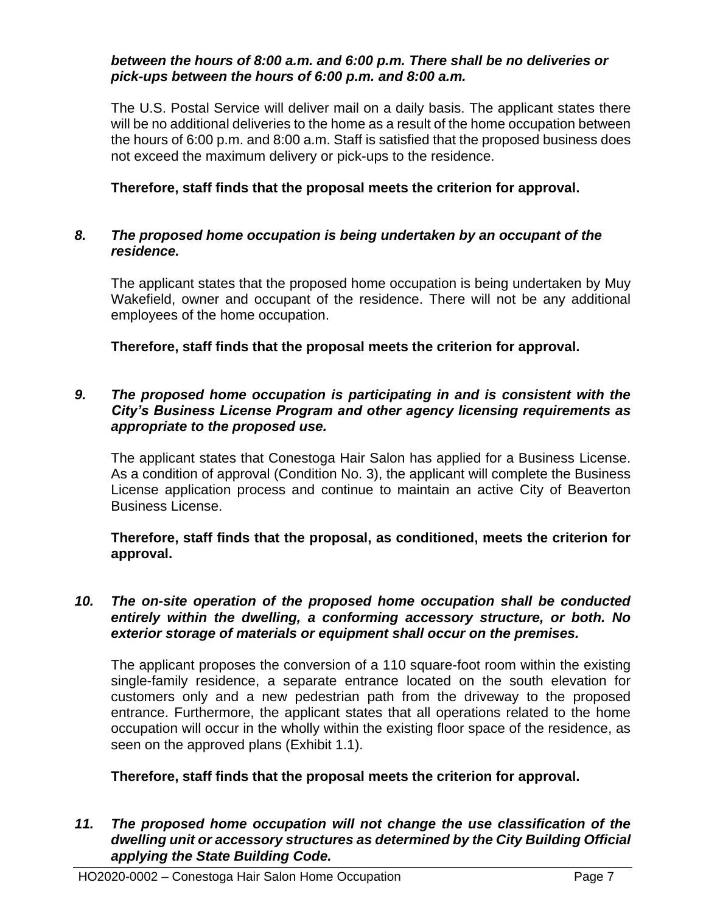***between the hours of 8:00 a.m. and 6:00 p.m. There shall be no deliveries or pick-ups between the hours of 6:00 p.m. and 8:00 a.m.***

The U.S. Postal Service will deliver mail on a daily basis. The applicant states there will be no additional deliveries to the home as a result of the home occupation between the hours of 6:00 p.m. and 8:00 a.m. Staff is satisfied that the proposed business does not exceed the maximum delivery or pick-ups to the residence.

**Therefore, staff finds that the proposal meets the criterion for approval.**

***8. The proposed home occupation is being undertaken by an occupant of the residence.***

The applicant states that the proposed home occupation is being undertaken by Muy Wakefield, owner and occupant of the residence. There will not be any additional employees of the home occupation.

**Therefore, staff finds that the proposal meets the criterion for approval.**

***9. The proposed home occupation is participating in and is consistent with the City's Business License Program and other agency licensing requirements as appropriate to the proposed use.***

The applicant states that Conestoga Hair Salon has applied for a Business License. As a condition of approval (Condition No. 3), the applicant will complete the Business License application process and continue to maintain an active City of Beaverton Business License.

**Therefore, staff finds that the proposal, as conditioned, meets the criterion for approval.**

***10. The on-site operation of the proposed home occupation shall be conducted entirely within the dwelling, a conforming accessory structure, or both. No exterior storage of materials or equipment shall occur on the premises.***

The applicant proposes the conversion of a 110 square-foot room within the existing single-family residence, a separate entrance located on the south elevation for customers only and a new pedestrian path from the driveway to the proposed entrance. Furthermore, the applicant states that all operations related to the home occupation will occur in the wholly within the existing floor space of the residence, as seen on the approved plans (Exhibit 1.1).

**Therefore, staff finds that the proposal meets the criterion for approval.**

***11. The proposed home occupation will not change the use classification of the dwelling unit or accessory structures as determined by the City Building Official applying the State Building Code.***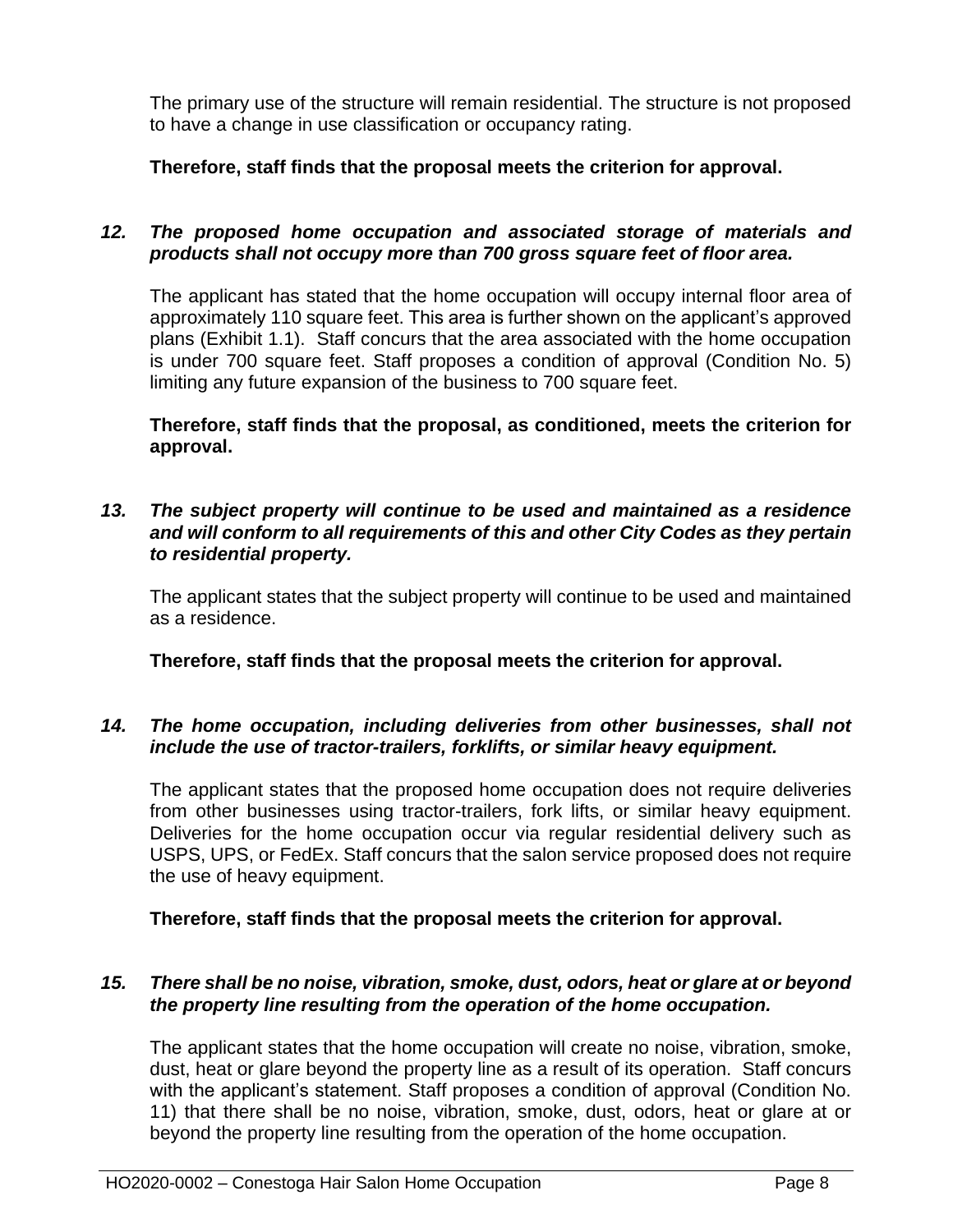The primary use of the structure will remain residential. The structure is not proposed to have a change in use classification or occupancy rating.

**Therefore, staff finds that the proposal meets the criterion for approval.**

***12. The proposed home occupation and associated storage of materials and products shall not occupy more than 700 gross square feet of floor area.***

The applicant has stated that the home occupation will occupy internal floor area of approximately 110 square feet. This area is further shown on the applicant's approved plans (Exhibit 1.1). Staff concurs that the area associated with the home occupation is under 700 square feet. Staff proposes a condition of approval (Condition No. 5) limiting any future expansion of the business to 700 square feet.

**Therefore, staff finds that the proposal, as conditioned, meets the criterion for approval.**

***13. The subject property will continue to be used and maintained as a residence and will conform to all requirements of this and other City Codes as they pertain to residential property.***

The applicant states that the subject property will continue to be used and maintained as a residence.

**Therefore, staff finds that the proposal meets the criterion for approval.**

***14. The home occupation, including deliveries from other businesses, shall not include the use of tractor-trailers, forklifts, or similar heavy equipment.***

The applicant states that the proposed home occupation does not require deliveries from other businesses using tractor-trailers, fork lifts, or similar heavy equipment. Deliveries for the home occupation occur via regular residential delivery such as USPS, UPS, or FedEx. Staff concurs that the salon service proposed does not require the use of heavy equipment.

**Therefore, staff finds that the proposal meets the criterion for approval.**

***15. There shall be no noise, vibration, smoke, dust, odors, heat or glare at or beyond the property line resulting from the operation of the home occupation.***

The applicant states that the home occupation will create no noise, vibration, smoke, dust, heat or glare beyond the property line as a result of its operation. Staff concurs with the applicant's statement. Staff proposes a condition of approval (Condition No. 11) that there shall be no noise, vibration, smoke, dust, odors, heat or glare at or beyond the property line resulting from the operation of the home occupation.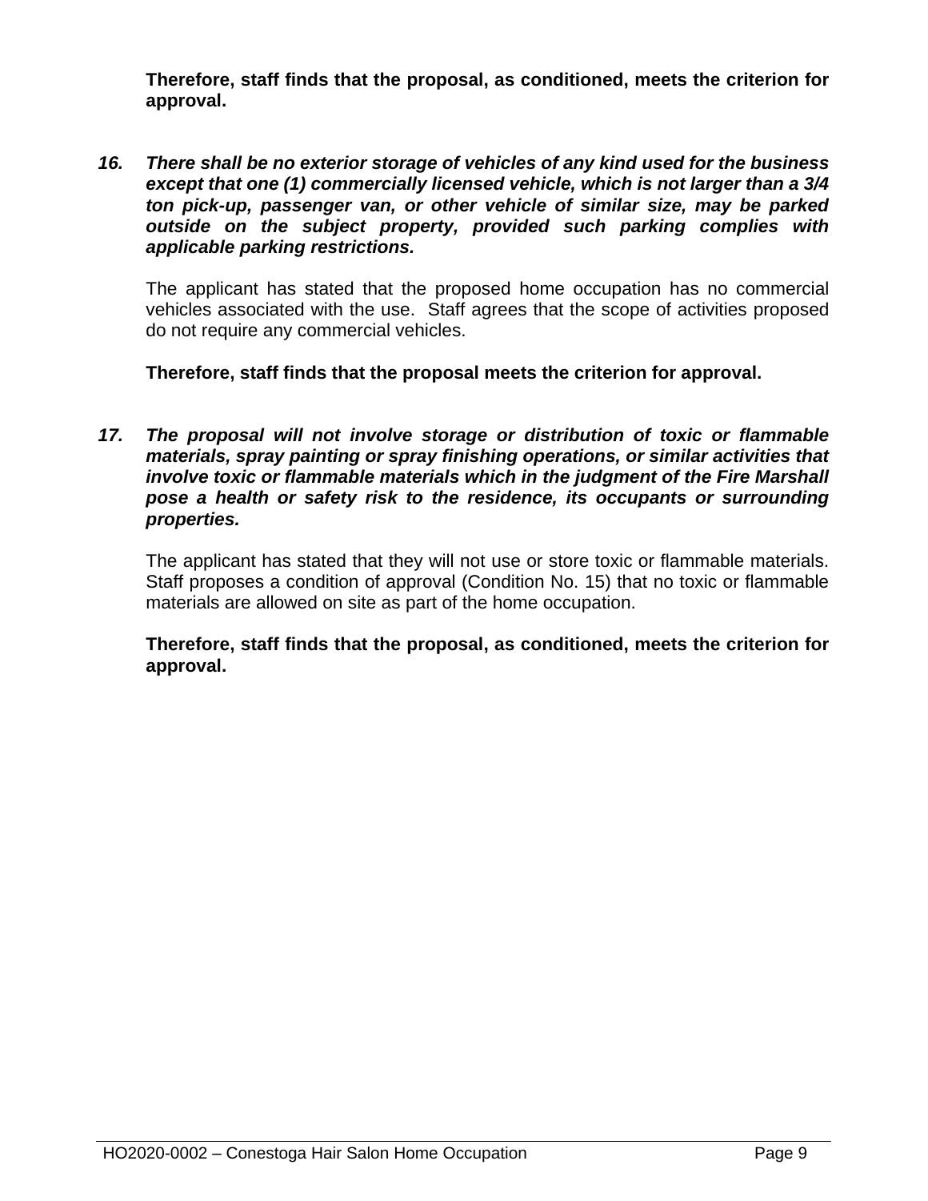**Therefore, staff finds that the proposal, as conditioned, meets the criterion for approval.**

16. ***There shall be no exterior storage of vehicles of any kind used for the business except that one (1) commercially licensed vehicle, which is not larger than a 3/4 ton pick-up, passenger van, or other vehicle of similar size, may be parked outside on the subject property, provided such parking complies with applicable parking restrictions.***

    The applicant has stated that the proposed home occupation has no commercial vehicles associated with the use. Staff agrees that the scope of activities proposed do not require any commercial vehicles.

    **Therefore, staff finds that the proposal meets the criterion for approval.**

17. ***The proposal will not involve storage or distribution of toxic or flammable materials, spray painting or spray finishing operations, or similar activities that involve toxic or flammable materials which in the judgment of the Fire Marshall pose a health or safety risk to the residence, its occupants or surrounding properties.***

    The applicant has stated that they will not use or store toxic or flammable materials. Staff proposes a condition of approval (Condition No. 15) that no toxic or flammable materials are allowed on site as part of the home occupation.

    **Therefore, staff finds that the proposal, as conditioned, meets the criterion for approval.**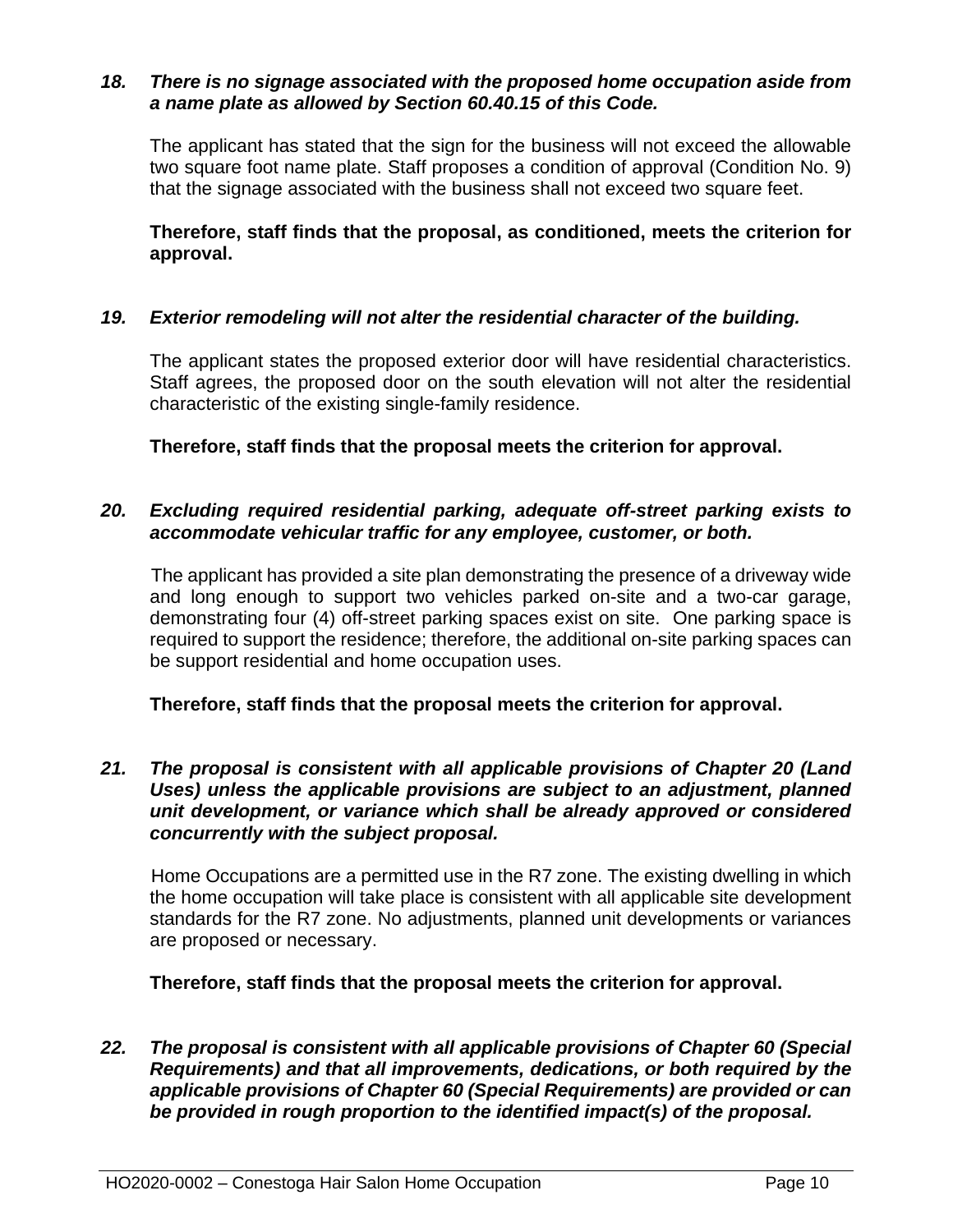***18. There is no signage associated with the proposed home occupation aside from a name plate as allowed by Section 60.40.15 of this Code.***

The applicant has stated that the sign for the business will not exceed the allowable two square foot name plate. Staff proposes a condition of approval (Condition No. 9) that the signage associated with the business shall not exceed two square feet.

**Therefore, staff finds that the proposal, as conditioned, meets the criterion for approval.**

***19. Exterior remodeling will not alter the residential character of the building.***

The applicant states the proposed exterior door will have residential characteristics. Staff agrees, the proposed door on the south elevation will not alter the residential characteristic of the existing single-family residence.

**Therefore, staff finds that the proposal meets the criterion for approval.**

***20. Excluding required residential parking, adequate off-street parking exists to accommodate vehicular traffic for any employee, customer, or both.***

The applicant has provided a site plan demonstrating the presence of a driveway wide and long enough to support two vehicles parked on-site and a two-car garage, demonstrating four (4) off-street parking spaces exist on site. One parking space is required to support the residence; therefore, the additional on-site parking spaces can be support residential and home occupation uses.

**Therefore, staff finds that the proposal meets the criterion for approval.**

***21. The proposal is consistent with all applicable provisions of Chapter 20 (Land Uses) unless the applicable provisions are subject to an adjustment, planned unit development, or variance which shall be already approved or considered concurrently with the subject proposal.***

Home Occupations are a permitted use in the R7 zone. The existing dwelling in which the home occupation will take place is consistent with all applicable site development standards for the R7 zone. No adjustments, planned unit developments or variances are proposed or necessary.

**Therefore, staff finds that the proposal meets the criterion for approval.**

***22. The proposal is consistent with all applicable provisions of Chapter 60 (Special Requirements) and that all improvements, dedications, or both required by the applicable provisions of Chapter 60 (Special Requirements) are provided or can be provided in rough proportion to the identified impact(s) of the proposal.***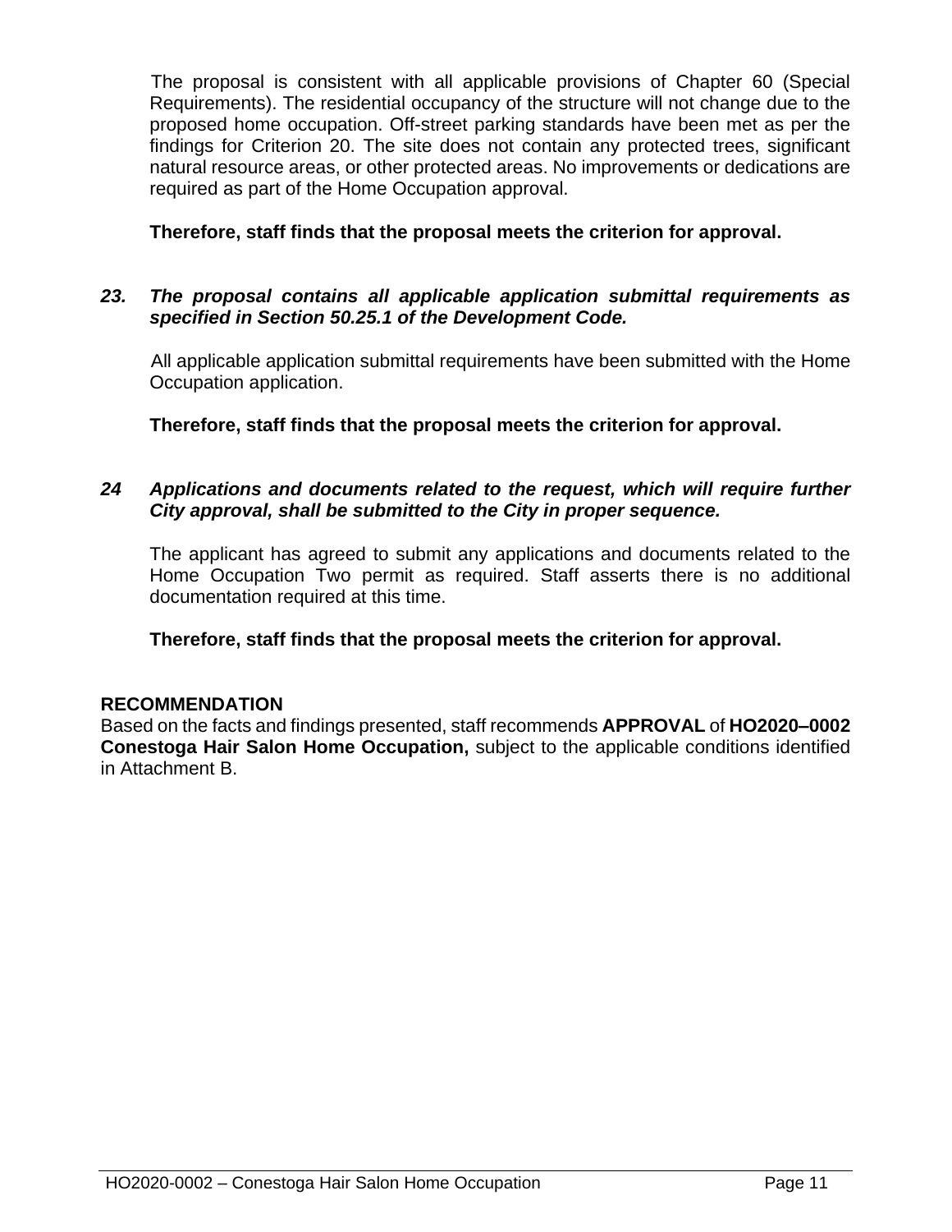The proposal is consistent with all applicable provisions of Chapter 60 (Special Requirements). The residential occupancy of the structure will not change due to the proposed home occupation. Off-street parking standards have been met as per the findings for Criterion 20. The site does not contain any protected trees, significant natural resource areas, or other protected areas. No improvements or dedications are required as part of the Home Occupation approval.

**Therefore, staff finds that the proposal meets the criterion for approval.**

***23. The proposal contains all applicable application submittal requirements as specified in Section 50.25.1 of the Development Code.***

All applicable application submittal requirements have been submitted with the Home Occupation application.

**Therefore, staff finds that the proposal meets the criterion for approval.**

***24 Applications and documents related to the request, which will require further City approval, shall be submitted to the City in proper sequence.***

The applicant has agreed to submit any applications and documents related to the Home Occupation Two permit as required. Staff asserts there is no additional documentation required at this time.

**Therefore, staff finds that the proposal meets the criterion for approval.**

**RECOMMENDATION**

Based on the facts and findings presented, staff recommends **APPROVAL** of **HO2020–0002 Conestoga Hair Salon Home Occupation,** subject to the applicable conditions identified in Attachment B.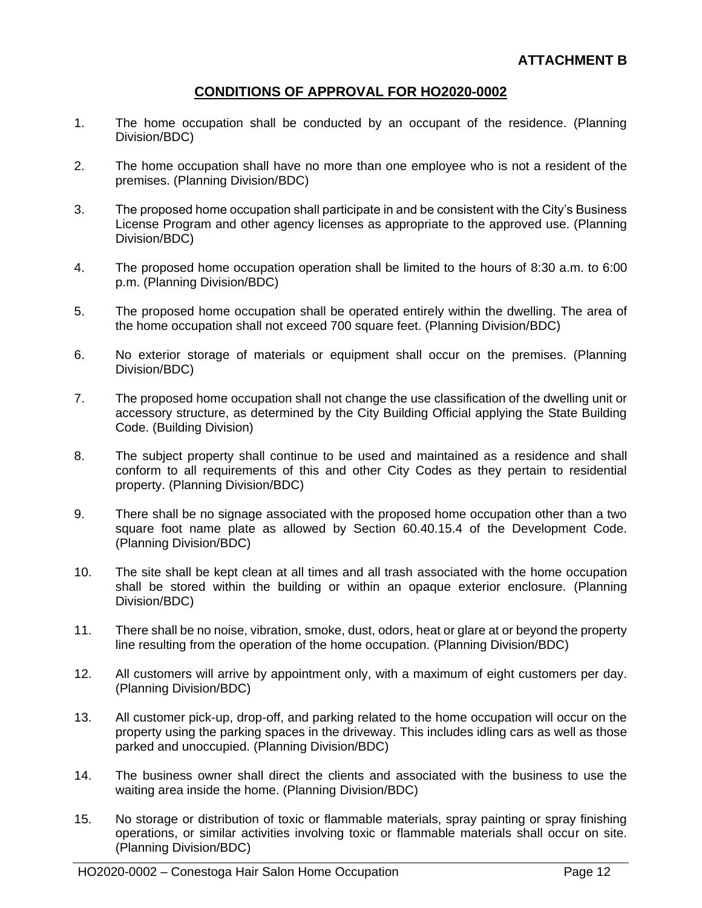**ATTACHMENT B**

## CONDITIONS OF APPROVAL FOR HO2020-0002

1. The home occupation shall be conducted by an occupant of the residence. (Planning Division/BDC)

2. The home occupation shall have no more than one employee who is not a resident of the premises. (Planning Division/BDC)

3. The proposed home occupation shall participate in and be consistent with the City's Business License Program and other agency licenses as appropriate to the approved use. (Planning Division/BDC)

4. The proposed home occupation operation shall be limited to the hours of 8:30 a.m. to 6:00 p.m. (Planning Division/BDC)

5. The proposed home occupation shall be operated entirely within the dwelling. The area of the home occupation shall not exceed 700 square feet. (Planning Division/BDC)

6. No exterior storage of materials or equipment shall occur on the premises. (Planning Division/BDC)

7. The proposed home occupation shall not change the use classification of the dwelling unit or accessory structure, as determined by the City Building Official applying the State Building Code. (Building Division)

8. The subject property shall continue to be used and maintained as a residence and shall conform to all requirements of this and other City Codes as they pertain to residential property. (Planning Division/BDC)

9. There shall be no signage associated with the proposed home occupation other than a two square foot name plate as allowed by Section 60.40.15.4 of the Development Code. (Planning Division/BDC)

10. The site shall be kept clean at all times and all trash associated with the home occupation shall be stored within the building or within an opaque exterior enclosure. (Planning Division/BDC)

11. There shall be no noise, vibration, smoke, dust, odors, heat or glare at or beyond the property line resulting from the operation of the home occupation. (Planning Division/BDC)

12. All customers will arrive by appointment only, with a maximum of eight customers per day. (Planning Division/BDC)

13. All customer pick-up, drop-off, and parking related to the home occupation will occur on the property using the parking spaces in the driveway. This includes idling cars as well as those parked and unoccupied. (Planning Division/BDC)

14. The business owner shall direct the clients and associated with the business to use the waiting area inside the home. (Planning Division/BDC)

15. No storage or distribution of toxic or flammable materials, spray painting or spray finishing operations, or similar activities involving toxic or flammable materials shall occur on site. (Planning Division/BDC)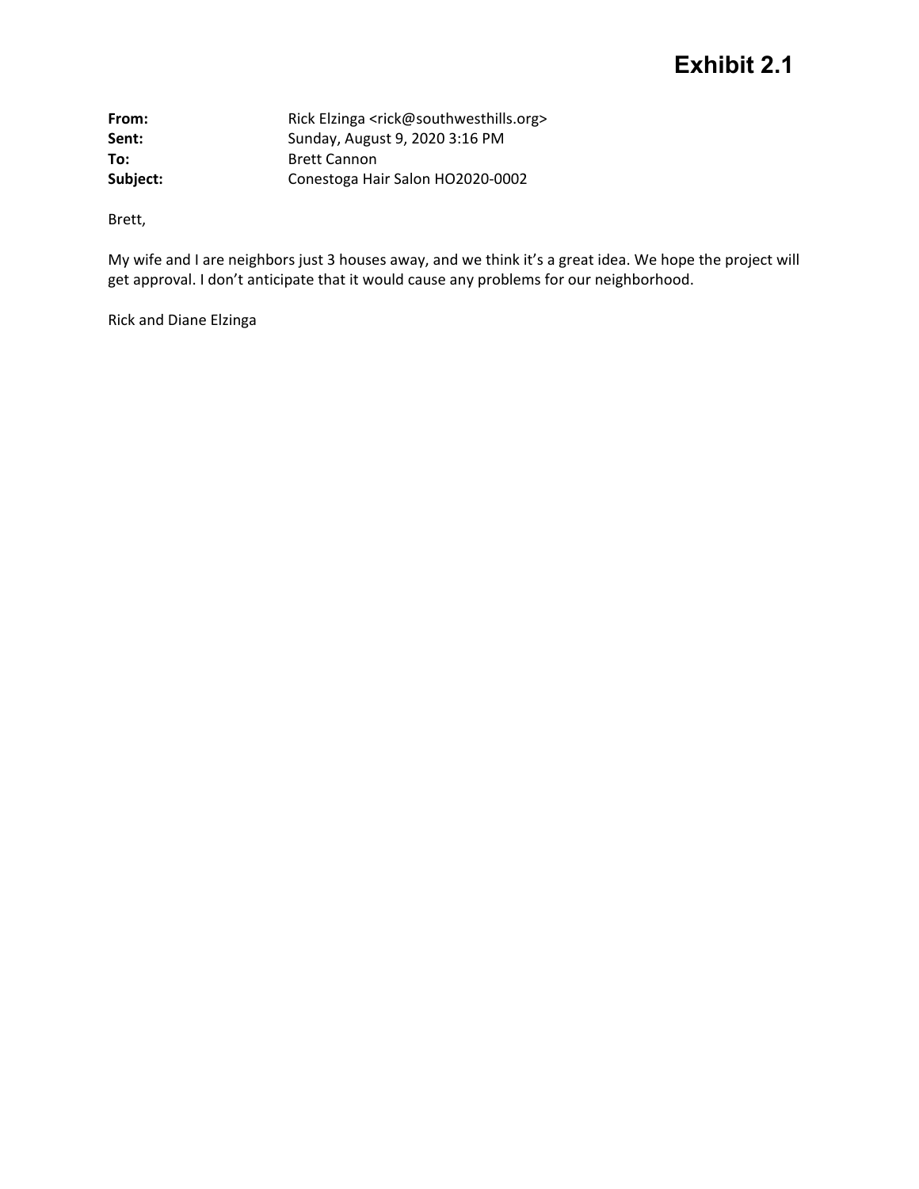# Exhibit 2.1

**From:** Rick Elzinga <rick@southwesthills.org>
**Sent:** Sunday, August 9, 2020 3:16 PM
**To:** Brett Cannon
**Subject:** Conestoga Hair Salon HO2020-0002

Brett,

My wife and I are neighbors just 3 houses away, and we think it's a great idea. We hope the project will get approval. I don't anticipate that it would cause any problems for our neighborhood.

Rick and Diane Elzinga